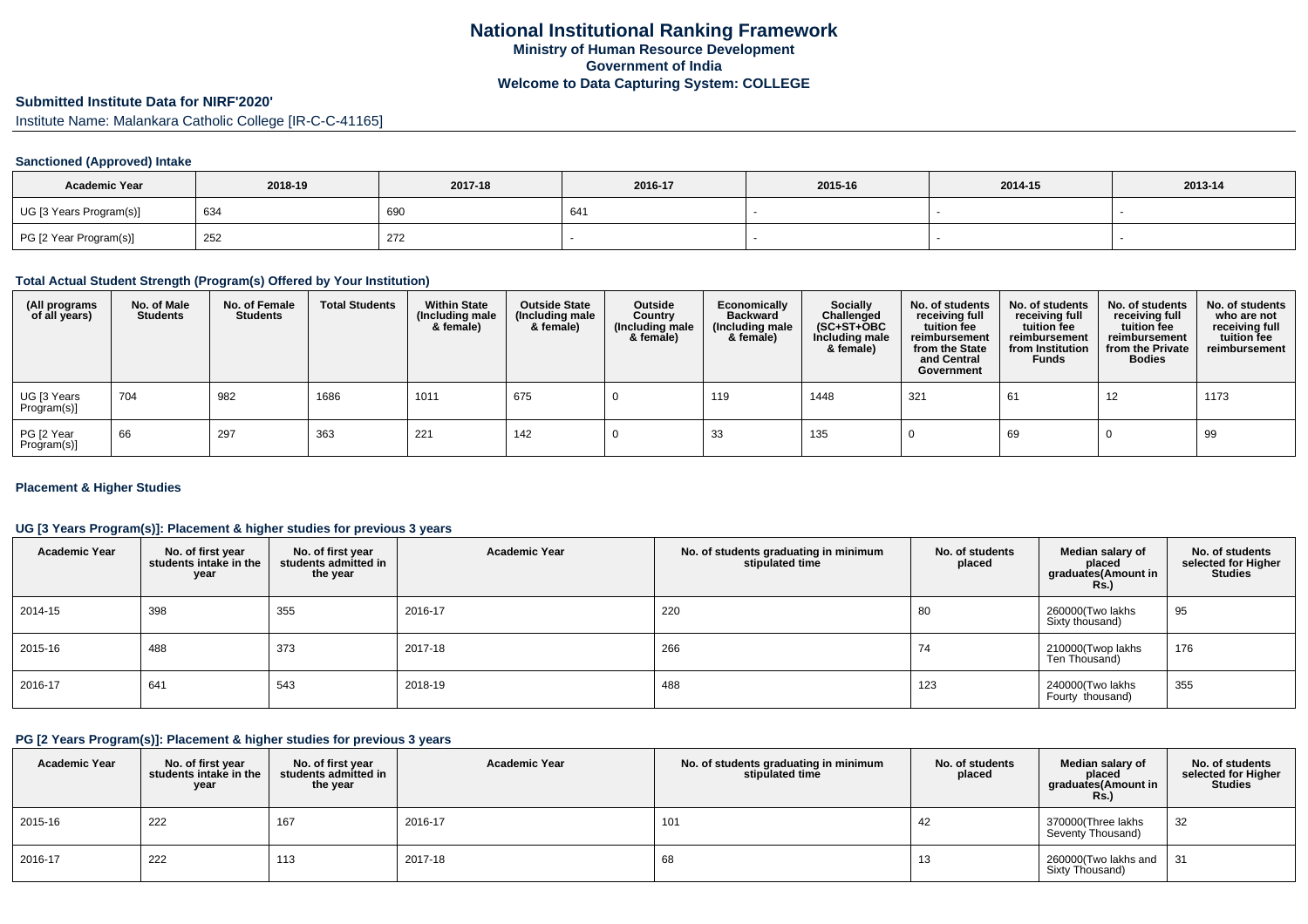# National Institutional Ranking Framework
## Ministry of Human Resource Development
## Government of India
## Welcome to Data Capturing System: COLLEGE

### Submitted Institute Data for NIRF'2020'

Institute Name: Malankara Catholic College [IR-C-C-41165]

#### Sanctioned (Approved) Intake

| Academic Year | 2018-19 | 2017-18 | 2016-17 | 2015-16 | 2014-15 | 2013-14 |
|---|---|---|---|---|---|---|
| UG [3 Years Program(s)] | 634 | 690 | 641 | - | - | - |
| PG [2 Year Program(s)] | 252 | 272 | - | - | - | - |

#### Total Actual Student Strength (Program(s) Offered by Your Institution)

| (All programs of all years) | No. of Male Students | No. of Female Students | Total Students | Within State (Including male & female) | Outside State (Including male & female) | Outside Country (Including male & female) | Economically Backward (Including male & female) | Socially Challenged (SC+ST+OBC Including male & female) | No. of students receiving full tuition fee reimbursement from the State and Central Government | No. of students receiving full tuition fee reimbursement from Institution Funds | No. of students receiving full tuition fee reimbursement from the Private Bodies | No. of students who are not receiving full tuition fee reimbursement |
|---|---|---|---|---|---|---|---|---|---|---|---|---|
| UG [3 Years Program(s)] | 704 | 982 | 1686 | 1011 | 675 | 0 | 119 | 1448 | 321 | 61 | 12 | 1173 |
| PG [2 Year Program(s)] | 66 | 297 | 363 | 221 | 142 | 0 | 33 | 135 | 0 | 69 | 0 | 99 |

#### Placement & Higher Studies

#### UG [3 Years Program(s)]: Placement & higher studies for previous 3 years

| Academic Year | No. of first year students intake in the year | No. of first year students admitted in the year | Academic Year | No. of students graduating in minimum stipulated time | No. of students placed | Median salary of placed graduates(Amount in Rs.) | No. of students selected for Higher Studies |
|---|---|---|---|---|---|---|---|
| 2014-15 | 398 | 355 | 2016-17 | 220 | 80 | 260000(Two lakhs Sixty thousand) | 95 |
| 2015-16 | 488 | 373 | 2017-18 | 266 | 74 | 210000(Twop lakhs Ten Thousand) | 176 |
| 2016-17 | 641 | 543 | 2018-19 | 488 | 123 | 240000(Two lakhs Fourty thousand) | 355 |

#### PG [2 Years Program(s)]: Placement & higher studies for previous 3 years

| Academic Year | No. of first year students intake in the year | No. of first year students admitted in the year | Academic Year | No. of students graduating in minimum stipulated time | No. of students placed | Median salary of placed graduates(Amount in Rs.) | No. of students selected for Higher Studies |
|---|---|---|---|---|---|---|---|
| 2015-16 | 222 | 167 | 2016-17 | 101 | 42 | 370000(Three lakhs Seventy Thousand) | 32 |
| 2016-17 | 222 | 113 | 2017-18 | 68 | 13 | 260000(Two lakhs and Sixty Thousand) | 31 |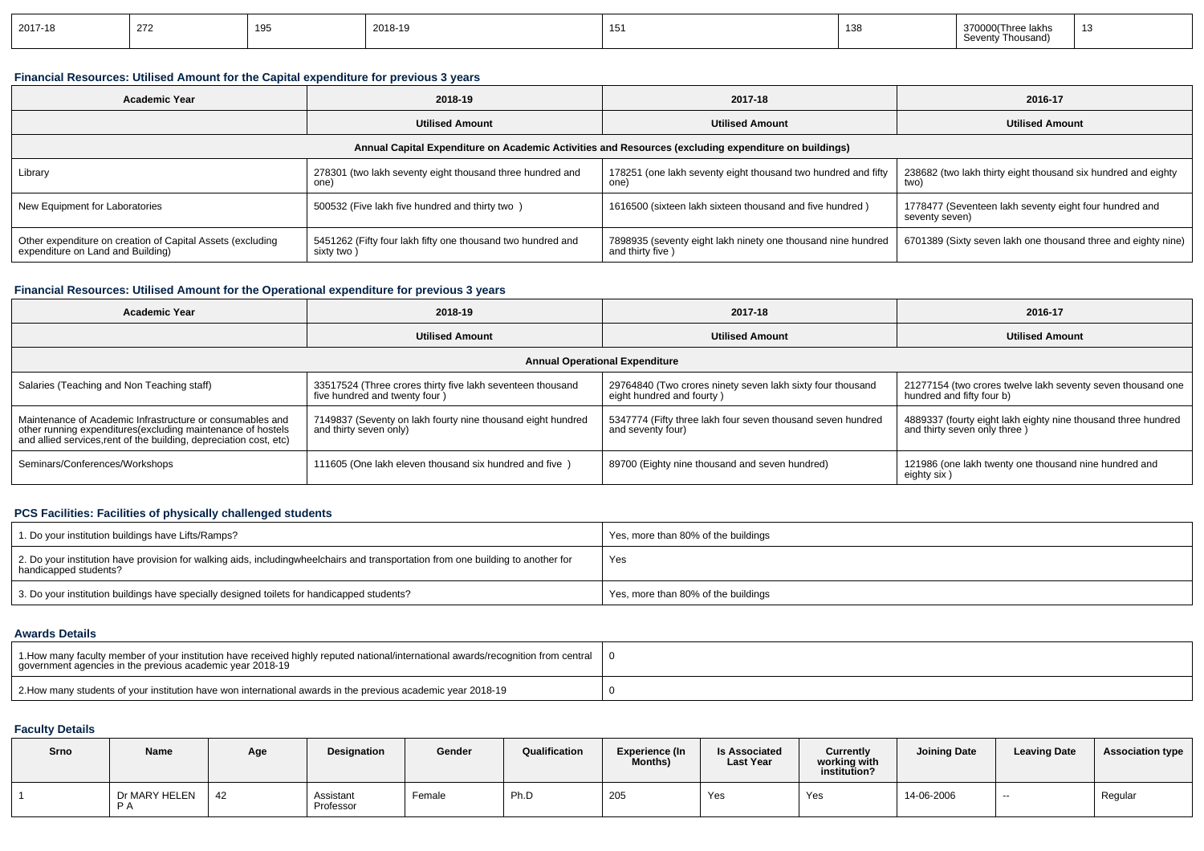| 2017-18 | 272 | 195 | 2018-19 | 151 | 138 | 370000(Three lakhs Seventy Thousand) | 13 |
|---|---|---|---|---|---|---|---|

### Financial Resources: Utilised Amount for the Capital expenditure for previous 3 years

| Academic Year | 2018-19 | 2017-18 | 2016-17 |
|---|---|---|---|
| | Utilised Amount | Utilised Amount | Utilised Amount |
| Annual Capital Expenditure on Academic Activities and Resources (excluding expenditure on buildings) | | | |
| Library | 278301 (two lakh seventy eight thousand three hundred and one) | 178251 (one lakh seventy eight thousand two hundred and fifty one) | 238682 (two lakh thirty eight thousand six hundred and eighty two) |
| New Equipment for Laboratories | 500532 (Five lakh five hundred and thirty two ) | 1616500 (sixteen lakh sixteen thousand and five hundred ) | 1778477 (Seventeen lakh seventy eight four hundred and seventy seven) |
| Other expenditure on creation of Capital Assets (excluding expenditure on Land and Building) | 5451262 (Fifty four lakh fifty one thousand two hundred and sixty two ) | 7898935 (seventy eight lakh ninety one thousand nine hundred and thirty five ) | 6701389 (Sixty seven lakh one thousand three and eighty nine) |

### Financial Resources: Utilised Amount for the Operational expenditure for previous 3 years

| Academic Year | 2018-19 | 2017-18 | 2016-17 |
|---|---|---|---|
| | Utilised Amount | Utilised Amount | Utilised Amount |
| Annual Operational Expenditure | | | |
| Salaries (Teaching and Non Teaching staff) | 33517524 (Three crores thirty five lakh seventeen thousand five hundred and twenty four ) | 29764840 (Two crores ninety seven lakh sixty four thousand eight hundred and fourty ) | 21277154 (two crores twelve lakh seventy seven thousand one hundred and fifty four b) |
| Maintenance of Academic Infrastructure or consumables and other running expenditures(excluding maintenance of hostels and allied services,rent of the building, depreciation cost, etc) | 7149837 (Seventy on lakh fourty nine thousand eight hundred and thirty seven only) | 5347774 (Fifty three lakh four seven thousand seven hundred and seventy four) | 4889337 (fourty eight lakh eighty nine thousand three hundred and thirty seven only three ) |
| Seminars/Conferences/Workshops | 111605 (One lakh eleven thousand six hundred and five ) | 89700 (Eighty nine thousand and seven hundred) | 121986 (one lakh twenty one thousand nine hundred and eighty six ) |

### PCS Facilities: Facilities of physically challenged students

| | |
|---|---|
| 1. Do your institution buildings have Lifts/Ramps? | Yes, more than 80% of the buildings |
| 2. Do your institution have provision for walking aids, includingwheelchairs and transportation from one building to another for handicapped students? | Yes |
| 3. Do your institution buildings have specially designed toilets for handicapped students? | Yes, more than 80% of the buildings |

### Awards Details

| | |
|---|---|
| 1.How many faculty member of your institution have received highly reputed national/international awards/recognition from central government agencies in the previous academic year 2018-19 | 0 |
| 2.How many students of your institution have won international awards in the previous academic year 2018-19 | 0 |

### Faculty Details

| Srno | Name | Age | Designation | Gender | Qualification | Experience (In Months) | Is Associated Last Year | Currently working with institution? | Joining Date | Leaving Date | Association type |
|---|---|---|---|---|---|---|---|---|---|---|---|
| 1 | Dr MARY HELEN P A | 42 | Assistant Professor | Female | Ph.D | 205 | Yes | Yes | 14-06-2006 | -- | Regular |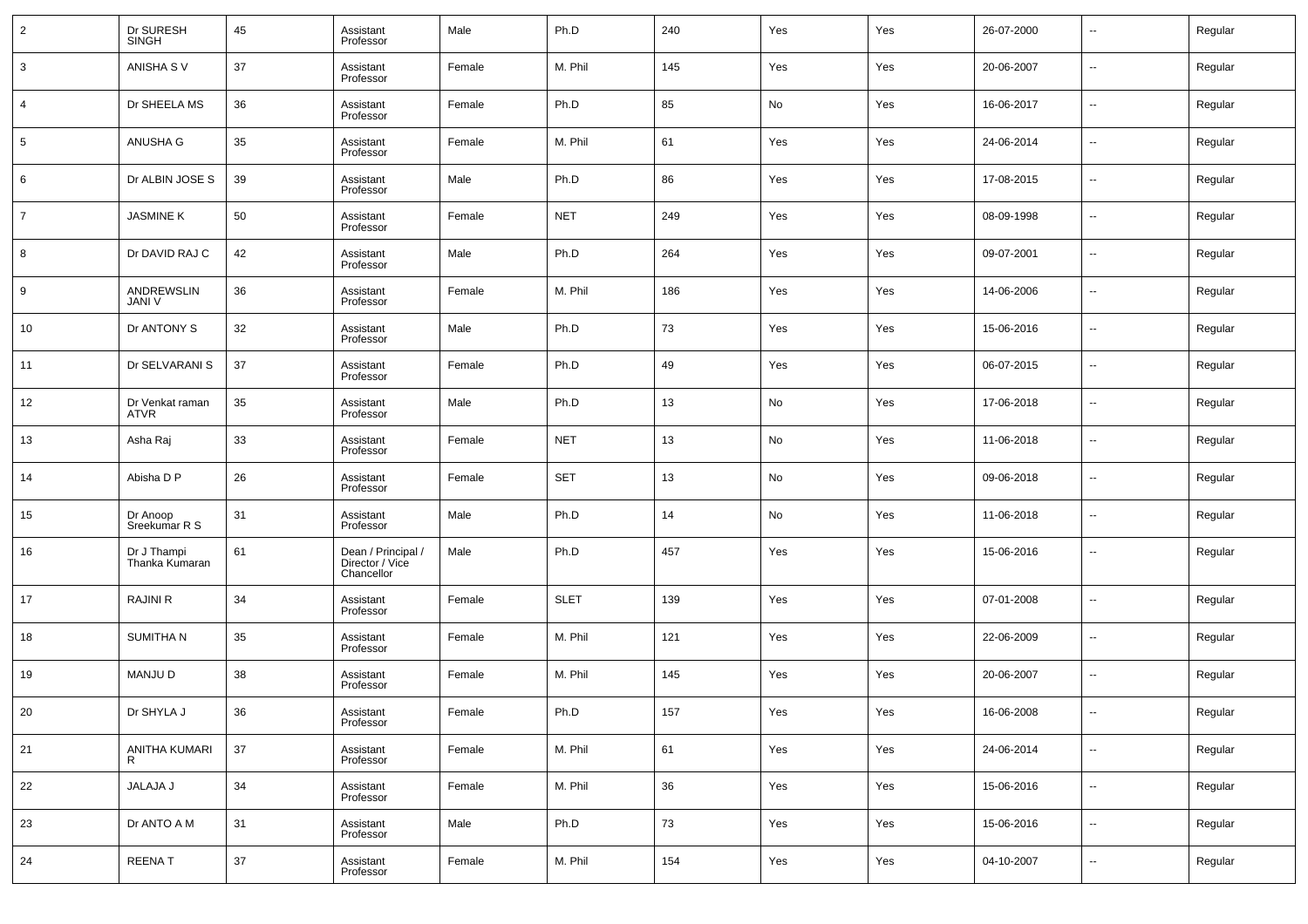| 2 | Dr SURESH SINGH | 45 | Assistant Professor | Male | Ph.D | 240 | Yes | Yes | 26-07-2000 | -- | Regular |
|---|---|---|---|---|---|---|---|---|---|---|---|
| 3 | ANISHA S V | 37 | Assistant Professor | Female | M. Phil | 145 | Yes | Yes | 20-06-2007 | -- | Regular |
| 4 | Dr SHEELA MS | 36 | Assistant Professor | Female | Ph.D | 85 | No | Yes | 16-06-2017 | -- | Regular |
| 5 | ANUSHA G | 35 | Assistant Professor | Female | M. Phil | 61 | Yes | Yes | 24-06-2014 | -- | Regular |
| 6 | Dr ALBIN JOSE S | 39 | Assistant Professor | Male | Ph.D | 86 | Yes | Yes | 17-08-2015 | -- | Regular |
| 7 | JASMINE K | 50 | Assistant Professor | Female | NET | 249 | Yes | Yes | 08-09-1998 | -- | Regular |
| 8 | Dr DAVID RAJ C | 42 | Assistant Professor | Male | Ph.D | 264 | Yes | Yes | 09-07-2001 | -- | Regular |
| 9 | ANDREWSLIN JANI V | 36 | Assistant Professor | Female | M. Phil | 186 | Yes | Yes | 14-06-2006 | -- | Regular |
| 10 | Dr ANTONY S | 32 | Assistant Professor | Male | Ph.D | 73 | Yes | Yes | 15-06-2016 | -- | Regular |
| 11 | Dr SELVARANI S | 37 | Assistant Professor | Female | Ph.D | 49 | Yes | Yes | 06-07-2015 | -- | Regular |
| 12 | Dr Venkat raman ATVR | 35 | Assistant Professor | Male | Ph.D | 13 | No | Yes | 17-06-2018 | -- | Regular |
| 13 | Asha Raj | 33 | Assistant Professor | Female | NET | 13 | No | Yes | 11-06-2018 | -- | Regular |
| 14 | Abisha D P | 26 | Assistant Professor | Female | SET | 13 | No | Yes | 09-06-2018 | -- | Regular |
| 15 | Dr Anoop Sreekumar R S | 31 | Assistant Professor | Male | Ph.D | 14 | No | Yes | 11-06-2018 | -- | Regular |
| 16 | Dr J Thampi Thanka Kumaran | 61 | Dean / Principal / Director / Vice Chancellor | Male | Ph.D | 457 | Yes | Yes | 15-06-2016 | -- | Regular |
| 17 | RAJINI R | 34 | Assistant Professor | Female | SLET | 139 | Yes | Yes | 07-01-2008 | -- | Regular |
| 18 | SUMITHA N | 35 | Assistant Professor | Female | M. Phil | 121 | Yes | Yes | 22-06-2009 | -- | Regular |
| 19 | MANJU D | 38 | Assistant Professor | Female | M. Phil | 145 | Yes | Yes | 20-06-2007 | -- | Regular |
| 20 | Dr SHYLA J | 36 | Assistant Professor | Female | Ph.D | 157 | Yes | Yes | 16-06-2008 | -- | Regular |
| 21 | ANITHA KUMARI R | 37 | Assistant Professor | Female | M. Phil | 61 | Yes | Yes | 24-06-2014 | -- | Regular |
| 22 | JALAJA J | 34 | Assistant Professor | Female | M. Phil | 36 | Yes | Yes | 15-06-2016 | -- | Regular |
| 23 | Dr ANTO A M | 31 | Assistant Professor | Male | Ph.D | 73 | Yes | Yes | 15-06-2016 | -- | Regular |
| 24 | REENA T | 37 | Assistant Professor | Female | M. Phil | 154 | Yes | Yes | 04-10-2007 | -- | Regular |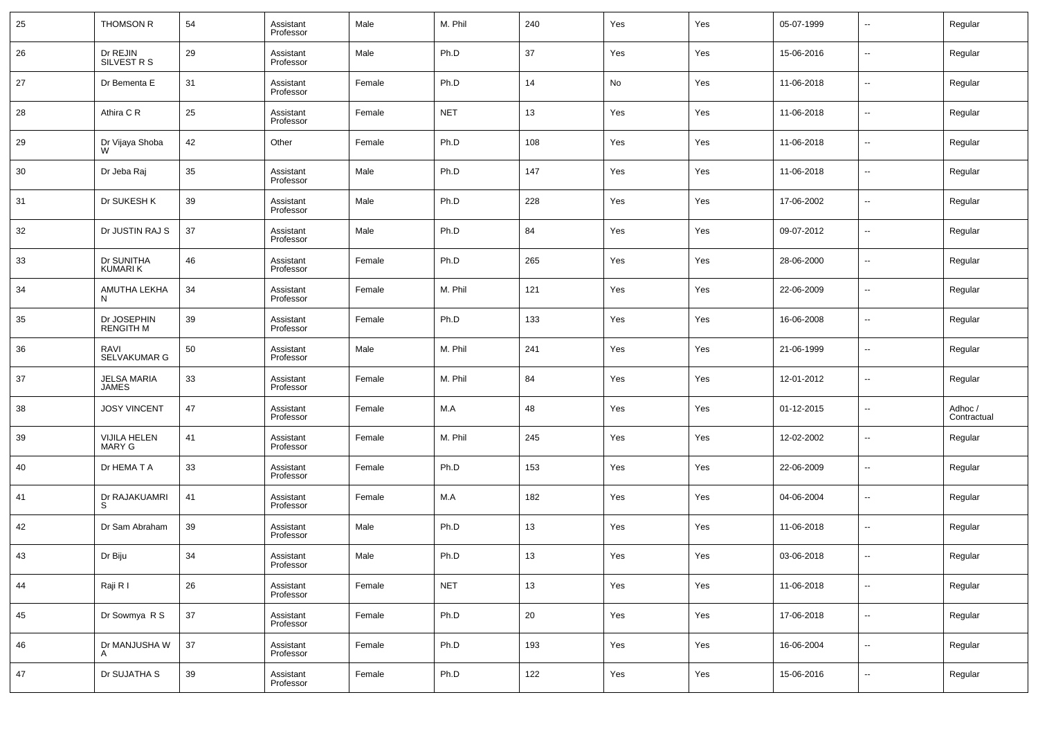| 25 | THOMSON R | 54 | Assistant Professor | Male | M. Phil | 240 | Yes | Yes | 05-07-1999 | -- | Regular |
|---|---|---|---|---|---|---|---|---|---|---|---|
| 26 | Dr REJIN SILVEST R S | 29 | Assistant Professor | Male | Ph.D | 37 | Yes | Yes | 15-06-2016 | -- | Regular |
| 27 | Dr Bementa E | 31 | Assistant Professor | Female | Ph.D | 14 | No | Yes | 11-06-2018 | -- | Regular |
| 28 | Athira C R | 25 | Assistant Professor | Female | NET | 13 | Yes | Yes | 11-06-2018 | -- | Regular |
| 29 | Dr Vijaya Shoba W | 42 | Other | Female | Ph.D | 108 | Yes | Yes | 11-06-2018 | -- | Regular |
| 30 | Dr Jeba Raj | 35 | Assistant Professor | Male | Ph.D | 147 | Yes | Yes | 11-06-2018 | -- | Regular |
| 31 | Dr SUKESH K | 39 | Assistant Professor | Male | Ph.D | 228 | Yes | Yes | 17-06-2002 | -- | Regular |
| 32 | Dr JUSTIN RAJ S | 37 | Assistant Professor | Male | Ph.D | 84 | Yes | Yes | 09-07-2012 | -- | Regular |
| 33 | Dr SUNITHA KUMARI K | 46 | Assistant Professor | Female | Ph.D | 265 | Yes | Yes | 28-06-2000 | -- | Regular |
| 34 | AMUTHA LEKHA N | 34 | Assistant Professor | Female | M. Phil | 121 | Yes | Yes | 22-06-2009 | -- | Regular |
| 35 | Dr JOSEPHIN RENGITH M | 39 | Assistant Professor | Female | Ph.D | 133 | Yes | Yes | 16-06-2008 | -- | Regular |
| 36 | RAVI SELVAKUMAR G | 50 | Assistant Professor | Male | M. Phil | 241 | Yes | Yes | 21-06-1999 | -- | Regular |
| 37 | JELSA MARIA JAMES | 33 | Assistant Professor | Female | M. Phil | 84 | Yes | Yes | 12-01-2012 | -- | Regular |
| 38 | JOSY VINCENT | 47 | Assistant Professor | Female | M.A | 48 | Yes | Yes | 01-12-2015 | -- | Adhoc / Contractual |
| 39 | VIJILA HELEN MARY G | 41 | Assistant Professor | Female | M. Phil | 245 | Yes | Yes | 12-02-2002 | -- | Regular |
| 40 | Dr HEMA T A | 33 | Assistant Professor | Female | Ph.D | 153 | Yes | Yes | 22-06-2009 | -- | Regular |
| 41 | Dr RAJAKUAMRI S | 41 | Assistant Professor | Female | M.A | 182 | Yes | Yes | 04-06-2004 | -- | Regular |
| 42 | Dr Sam Abraham | 39 | Assistant Professor | Male | Ph.D | 13 | Yes | Yes | 11-06-2018 | -- | Regular |
| 43 | Dr Biju | 34 | Assistant Professor | Male | Ph.D | 13 | Yes | Yes | 03-06-2018 | -- | Regular |
| 44 | Raji R I | 26 | Assistant Professor | Female | NET | 13 | Yes | Yes | 11-06-2018 | -- | Regular |
| 45 | Dr Sowmya R S | 37 | Assistant Professor | Female | Ph.D | 20 | Yes | Yes | 17-06-2018 | -- | Regular |
| 46 | Dr MANJUSHA W A | 37 | Assistant Professor | Female | Ph.D | 193 | Yes | Yes | 16-06-2004 | -- | Regular |
| 47 | Dr SUJATHA S | 39 | Assistant Professor | Female | Ph.D | 122 | Yes | Yes | 15-06-2016 | -- | Regular |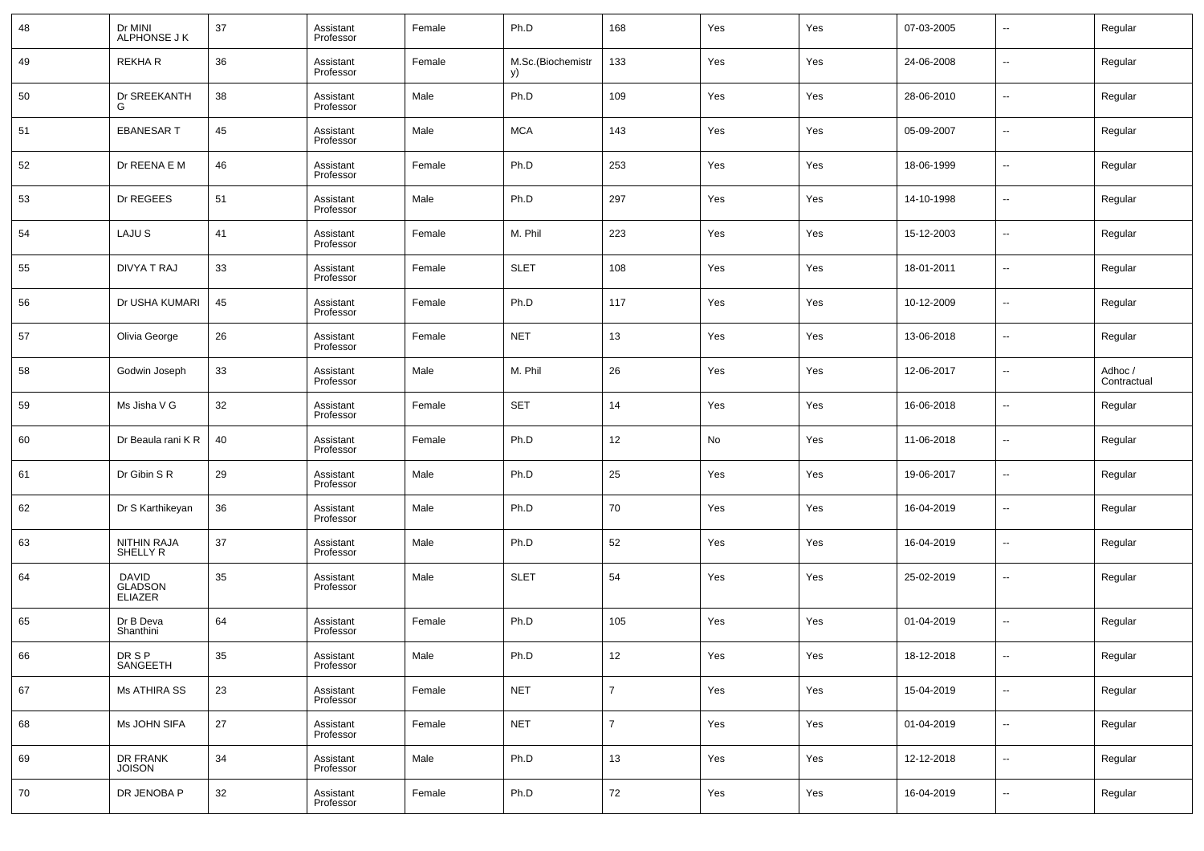| 48 | Dr MINI ALPHONSE J K | 37 | Assistant Professor | Female | Ph.D | 168 | Yes | Yes | 07-03-2005 | -- | Regular |
|---|---|---|---|---|---|---|---|---|---|---|---|
| 49 | REKHA R | 36 | Assistant Professor | Female | M.Sc.(Biochemistry) | 133 | Yes | Yes | 24-06-2008 | -- | Regular |
| 50 | Dr SREEKANTH G | 38 | Assistant Professor | Male | Ph.D | 109 | Yes | Yes | 28-06-2010 | -- | Regular |
| 51 | EBANESAR T | 45 | Assistant Professor | Male | MCA | 143 | Yes | Yes | 05-09-2007 | -- | Regular |
| 52 | Dr REENA E M | 46 | Assistant Professor | Female | Ph.D | 253 | Yes | Yes | 18-06-1999 | -- | Regular |
| 53 | Dr REGEES | 51 | Assistant Professor | Male | Ph.D | 297 | Yes | Yes | 14-10-1998 | -- | Regular |
| 54 | LAJU S | 41 | Assistant Professor | Female | M. Phil | 223 | Yes | Yes | 15-12-2003 | -- | Regular |
| 55 | DIVYA T RAJ | 33 | Assistant Professor | Female | SLET | 108 | Yes | Yes | 18-01-2011 | -- | Regular |
| 56 | Dr USHA KUMARI | 45 | Assistant Professor | Female | Ph.D | 117 | Yes | Yes | 10-12-2009 | -- | Regular |
| 57 | Olivia George | 26 | Assistant Professor | Female | NET | 13 | Yes | Yes | 13-06-2018 | -- | Regular |
| 58 | Godwin Joseph | 33 | Assistant Professor | Male | M. Phil | 26 | Yes | Yes | 12-06-2017 | -- | Adhoc / Contractual |
| 59 | Ms Jisha V G | 32 | Assistant Professor | Female | SET | 14 | Yes | Yes | 16-06-2018 | -- | Regular |
| 60 | Dr Beaula rani K R | 40 | Assistant Professor | Female | Ph.D | 12 | No | Yes | 11-06-2018 | -- | Regular |
| 61 | Dr Gibin S R | 29 | Assistant Professor | Male | Ph.D | 25 | Yes | Yes | 19-06-2017 | -- | Regular |
| 62 | Dr S Karthikeyan | 36 | Assistant Professor | Male | Ph.D | 70 | Yes | Yes | 16-04-2019 | -- | Regular |
| 63 | NITHIN RAJA SHELLY R | 37 | Assistant Professor | Male | Ph.D | 52 | Yes | Yes | 16-04-2019 | -- | Regular |
| 64 | DAVID GLADSON ELIAZER | 35 | Assistant Professor | Male | SLET | 54 | Yes | Yes | 25-02-2019 | -- | Regular |
| 65 | Dr B Deva Shanthini | 64 | Assistant Professor | Female | Ph.D | 105 | Yes | Yes | 01-04-2019 | -- | Regular |
| 66 | DR S P SANGEETH | 35 | Assistant Professor | Male | Ph.D | 12 | Yes | Yes | 18-12-2018 | -- | Regular |
| 67 | Ms ATHIRA SS | 23 | Assistant Professor | Female | NET | 7 | Yes | Yes | 15-04-2019 | -- | Regular |
| 68 | Ms JOHN SIFA | 27 | Assistant Professor | Female | NET | 7 | Yes | Yes | 01-04-2019 | -- | Regular |
| 69 | DR FRANK JOISON | 34 | Assistant Professor | Male | Ph.D | 13 | Yes | Yes | 12-12-2018 | -- | Regular |
| 70 | DR JENOBA P | 32 | Assistant Professor | Female | Ph.D | 72 | Yes | Yes | 16-04-2019 | -- | Regular |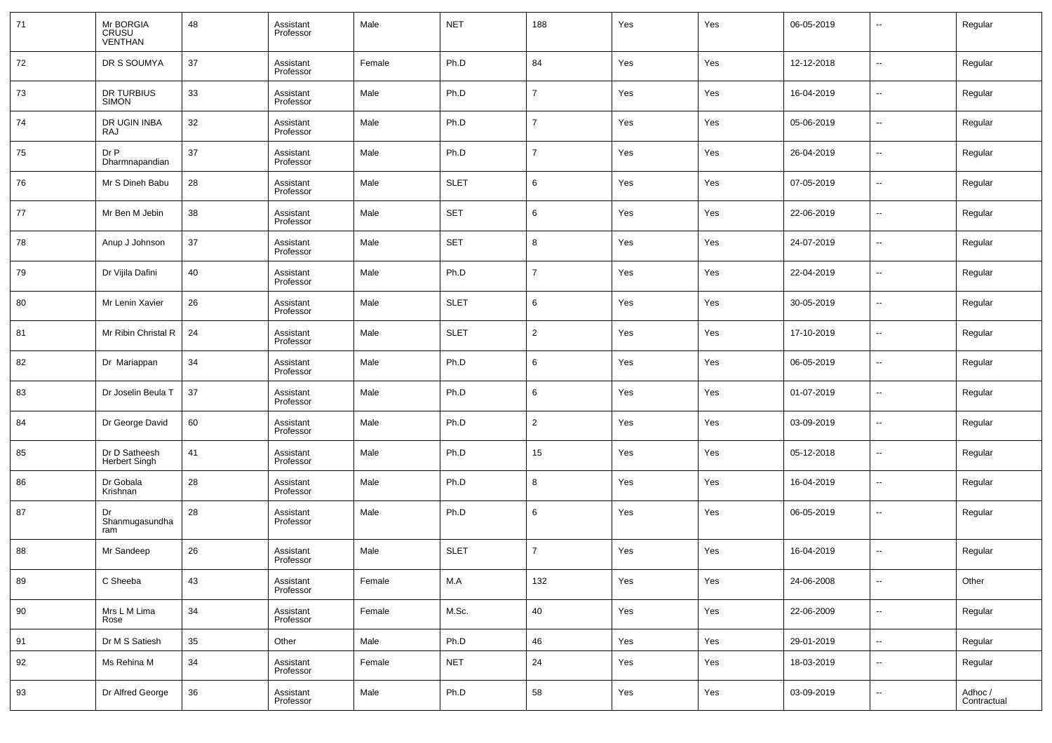| 71 | Mr BORGIA CRUSU VENTHAN | 48 | Assistant Professor | Male | NET | 188 | Yes | Yes | 06-05-2019 | -- | Regular |
|---|---|---|---|---|---|---|---|---|---|---|---|
| 72 | DR S SOUMYA | 37 | Assistant Professor | Female | Ph.D | 84 | Yes | Yes | 12-12-2018 | -- | Regular |
| 73 | DR TURBIUS SIMON | 33 | Assistant Professor | Male | Ph.D | 7 | Yes | Yes | 16-04-2019 | -- | Regular |
| 74 | DR UGIN INBA RAJ | 32 | Assistant Professor | Male | Ph.D | 7 | Yes | Yes | 05-06-2019 | -- | Regular |
| 75 | Dr P Dharmnapandian | 37 | Assistant Professor | Male | Ph.D | 7 | Yes | Yes | 26-04-2019 | -- | Regular |
| 76 | Mr S Dineh Babu | 28 | Assistant Professor | Male | SLET | 6 | Yes | Yes | 07-05-2019 | -- | Regular |
| 77 | Mr Ben M Jebin | 38 | Assistant Professor | Male | SET | 6 | Yes | Yes | 22-06-2019 | -- | Regular |
| 78 | Anup J Johnson | 37 | Assistant Professor | Male | SET | 8 | Yes | Yes | 24-07-2019 | -- | Regular |
| 79 | Dr Vijila Dafini | 40 | Assistant Professor | Male | Ph.D | 7 | Yes | Yes | 22-04-2019 | -- | Regular |
| 80 | Mr Lenin Xavier | 26 | Assistant Professor | Male | SLET | 6 | Yes | Yes | 30-05-2019 | -- | Regular |
| 81 | Mr Ribin Christal R | 24 | Assistant Professor | Male | SLET | 2 | Yes | Yes | 17-10-2019 | -- | Regular |
| 82 | Dr Mariappan | 34 | Assistant Professor | Male | Ph.D | 6 | Yes | Yes | 06-05-2019 | -- | Regular |
| 83 | Dr Joselin Beula T | 37 | Assistant Professor | Male | Ph.D | 6 | Yes | Yes | 01-07-2019 | -- | Regular |
| 84 | Dr George David | 60 | Assistant Professor | Male | Ph.D | 2 | Yes | Yes | 03-09-2019 | -- | Regular |
| 85 | Dr D Satheesh Herbert Singh | 41 | Assistant Professor | Male | Ph.D | 15 | Yes | Yes | 05-12-2018 | -- | Regular |
| 86 | Dr Gobala Krishnan | 28 | Assistant Professor | Male | Ph.D | 8 | Yes | Yes | 16-04-2019 | -- | Regular |
| 87 | Dr Shanmugasundharam | 28 | Assistant Professor | Male | Ph.D | 6 | Yes | Yes | 06-05-2019 | -- | Regular |
| 88 | Mr Sandeep | 26 | Assistant Professor | Male | SLET | 7 | Yes | Yes | 16-04-2019 | -- | Regular |
| 89 | C Sheeba | 43 | Assistant Professor | Female | M.A | 132 | Yes | Yes | 24-06-2008 | -- | Other |
| 90 | Mrs L M Lima Rose | 34 | Assistant Professor | Female | M.Sc. | 40 | Yes | Yes | 22-06-2009 | -- | Regular |
| 91 | Dr M S Satiesh | 35 | Other | Male | Ph.D | 46 | Yes | Yes | 29-01-2019 | -- | Regular |
| 92 | Ms Rehina M | 34 | Assistant Professor | Female | NET | 24 | Yes | Yes | 18-03-2019 | -- | Regular |
| 93 | Dr Alfred George | 36 | Assistant Professor | Male | Ph.D | 58 | Yes | Yes | 03-09-2019 | -- | Adhoc / Contractual |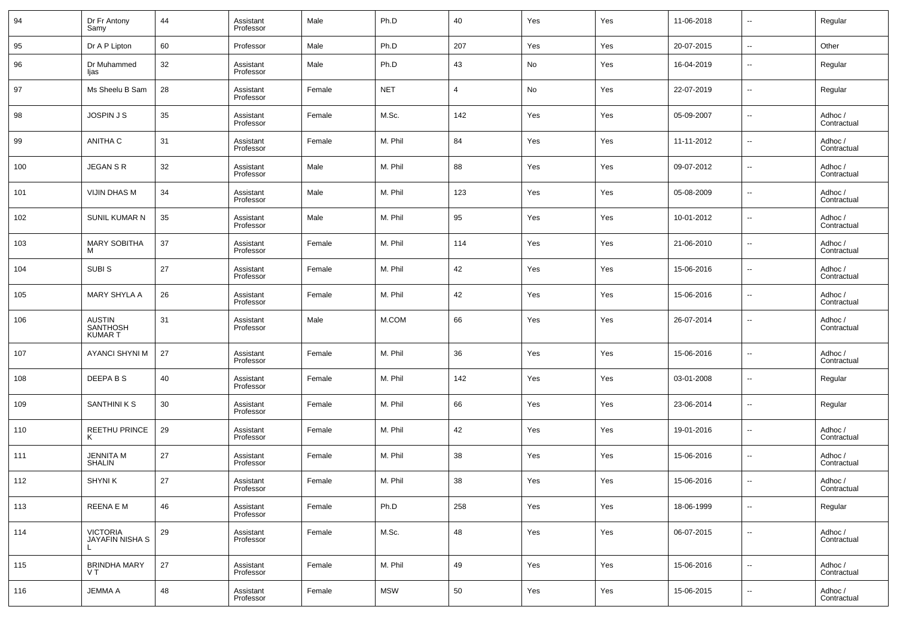| 94 | Dr Fr Antony Samy | 44 | Assistant Professor | Male | Ph.D | 40 | Yes | Yes | 11-06-2018 | -- | Regular |
|---|---|---|---|---|---|---|---|---|---|---|---|
| 95 | Dr A P Lipton | 60 | Professor | Male | Ph.D | 207 | Yes | Yes | 20-07-2015 | -- | Other |
| 96 | Dr Muhammed Ijas | 32 | Assistant Professor | Male | Ph.D | 43 | No | Yes | 16-04-2019 | -- | Regular |
| 97 | Ms Sheelu B Sam | 28 | Assistant Professor | Female | NET | 4 | No | Yes | 22-07-2019 | -- | Regular |
| 98 | JOSPIN J S | 35 | Assistant Professor | Female | M.Sc. | 142 | Yes | Yes | 05-09-2007 | -- | Adhoc / Contractual |
| 99 | ANITHA C | 31 | Assistant Professor | Female | M. Phil | 84 | Yes | Yes | 11-11-2012 | -- | Adhoc / Contractual |
| 100 | JEGAN S R | 32 | Assistant Professor | Male | M. Phil | 88 | Yes | Yes | 09-07-2012 | -- | Adhoc / Contractual |
| 101 | VIJIN DHAS M | 34 | Assistant Professor | Male | M. Phil | 123 | Yes | Yes | 05-08-2009 | -- | Adhoc / Contractual |
| 102 | SUNIL KUMAR N | 35 | Assistant Professor | Male | M. Phil | 95 | Yes | Yes | 10-01-2012 | -- | Adhoc / Contractual |
| 103 | MARY SOBITHA M | 37 | Assistant Professor | Female | M. Phil | 114 | Yes | Yes | 21-06-2010 | -- | Adhoc / Contractual |
| 104 | SUBI S | 27 | Assistant Professor | Female | M. Phil | 42 | Yes | Yes | 15-06-2016 | -- | Adhoc / Contractual |
| 105 | MARY SHYLA A | 26 | Assistant Professor | Female | M. Phil | 42 | Yes | Yes | 15-06-2016 | -- | Adhoc / Contractual |
| 106 | AUSTIN SANTHOSH KUMAR T | 31 | Assistant Professor | Male | M.COM | 66 | Yes | Yes | 26-07-2014 | -- | Adhoc / Contractual |
| 107 | AYANCI SHYNI M | 27 | Assistant Professor | Female | M. Phil | 36 | Yes | Yes | 15-06-2016 | -- | Adhoc / Contractual |
| 108 | DEEPA B S | 40 | Assistant Professor | Female | M. Phil | 142 | Yes | Yes | 03-01-2008 | -- | Regular |
| 109 | SANTHINI K S | 30 | Assistant Professor | Female | M. Phil | 66 | Yes | Yes | 23-06-2014 | -- | Regular |
| 110 | REETHU PRINCE K | 29 | Assistant Professor | Female | M. Phil | 42 | Yes | Yes | 19-01-2016 | -- | Adhoc / Contractual |
| 111 | JENNITA M SHALIN | 27 | Assistant Professor | Female | M. Phil | 38 | Yes | Yes | 15-06-2016 | -- | Adhoc / Contractual |
| 112 | SHYNI K | 27 | Assistant Professor | Female | M. Phil | 38 | Yes | Yes | 15-06-2016 | -- | Adhoc / Contractual |
| 113 | REENA E M | 46 | Assistant Professor | Female | Ph.D | 258 | Yes | Yes | 18-06-1999 | -- | Regular |
| 114 | VICTORIA JAYAFIN NISHA S L | 29 | Assistant Professor | Female | M.Sc. | 48 | Yes | Yes | 06-07-2015 | -- | Adhoc / Contractual |
| 115 | BRINDHA MARY V T | 27 | Assistant Professor | Female | M. Phil | 49 | Yes | Yes | 15-06-2016 | -- | Adhoc / Contractual |
| 116 | JEMMA A | 48 | Assistant Professor | Female | MSW | 50 | Yes | Yes | 15-06-2015 | -- | Adhoc / Contractual |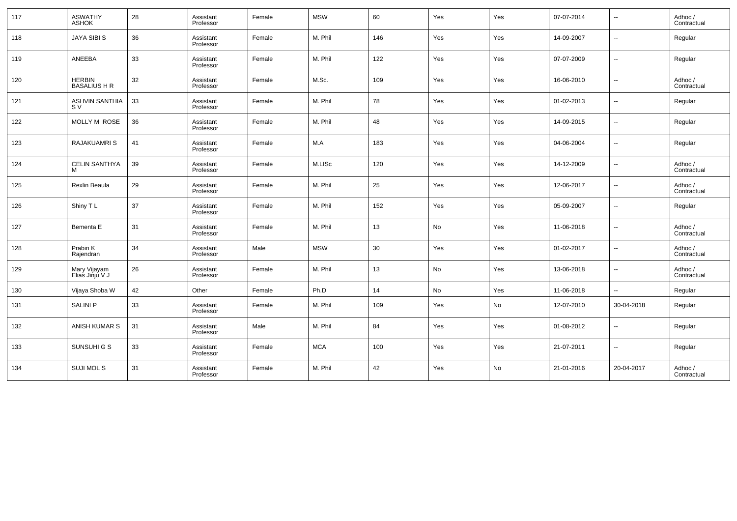| | | | | | | | | | | | |
|---|---|---|---|---|---|---|---|---|---|---|---|
| 117 | ASWATHY ASHOK | 28 | Assistant Professor | Female | MSW | 60 | Yes | Yes | 07-07-2014 | -- | Adhoc / Contractual |
| 118 | JAYA SIBI S | 36 | Assistant Professor | Female | M. Phil | 146 | Yes | Yes | 14-09-2007 | -- | Regular |
| 119 | ANEEBA | 33 | Assistant Professor | Female | M. Phil | 122 | Yes | Yes | 07-07-2009 | -- | Regular |
| 120 | HERBIN BASALIUS H R | 32 | Assistant Professor | Female | M.Sc. | 109 | Yes | Yes | 16-06-2010 | -- | Adhoc / Contractual |
| 121 | ASHVIN SANTHIA S V | 33 | Assistant Professor | Female | M. Phil | 78 | Yes | Yes | 01-02-2013 | -- | Regular |
| 122 | MOLLY M ROSE | 36 | Assistant Professor | Female | M. Phil | 48 | Yes | Yes | 14-09-2015 | -- | Regular |
| 123 | RAJAKUAMRI S | 41 | Assistant Professor | Female | M.A | 183 | Yes | Yes | 04-06-2004 | -- | Regular |
| 124 | CELIN SANTHYA M | 39 | Assistant Professor | Female | M.LISc | 120 | Yes | Yes | 14-12-2009 | -- | Adhoc / Contractual |
| 125 | Rexlin Beaula | 29 | Assistant Professor | Female | M. Phil | 25 | Yes | Yes | 12-06-2017 | -- | Adhoc / Contractual |
| 126 | Shiny T L | 37 | Assistant Professor | Female | M. Phil | 152 | Yes | Yes | 05-09-2007 | -- | Regular |
| 127 | Bementa E | 31 | Assistant Professor | Female | M. Phil | 13 | No | Yes | 11-06-2018 | -- | Adhoc / Contractual |
| 128 | Prabin K Rajendran | 34 | Assistant Professor | Male | MSW | 30 | Yes | Yes | 01-02-2017 | -- | Adhoc / Contractual |
| 129 | Mary Vijayam Elias Jinju V J | 26 | Assistant Professor | Female | M. Phil | 13 | No | Yes | 13-06-2018 | -- | Adhoc / Contractual |
| 130 | Vijaya Shoba W | 42 | Other | Female | Ph.D | 14 | No | Yes | 11-06-2018 | -- | Regular |
| 131 | SALINI P | 33 | Assistant Professor | Female | M. Phil | 109 | Yes | No | 12-07-2010 | 30-04-2018 | Regular |
| 132 | ANISH KUMAR S | 31 | Assistant Professor | Male | M. Phil | 84 | Yes | Yes | 01-08-2012 | -- | Regular |
| 133 | SUNSUHI G S | 33 | Assistant Professor | Female | MCA | 100 | Yes | Yes | 21-07-2011 | -- | Regular |
| 134 | SUJI MOL S | 31 | Assistant Professor | Female | M. Phil | 42 | Yes | No | 21-01-2016 | 20-04-2017 | Adhoc / Contractual |